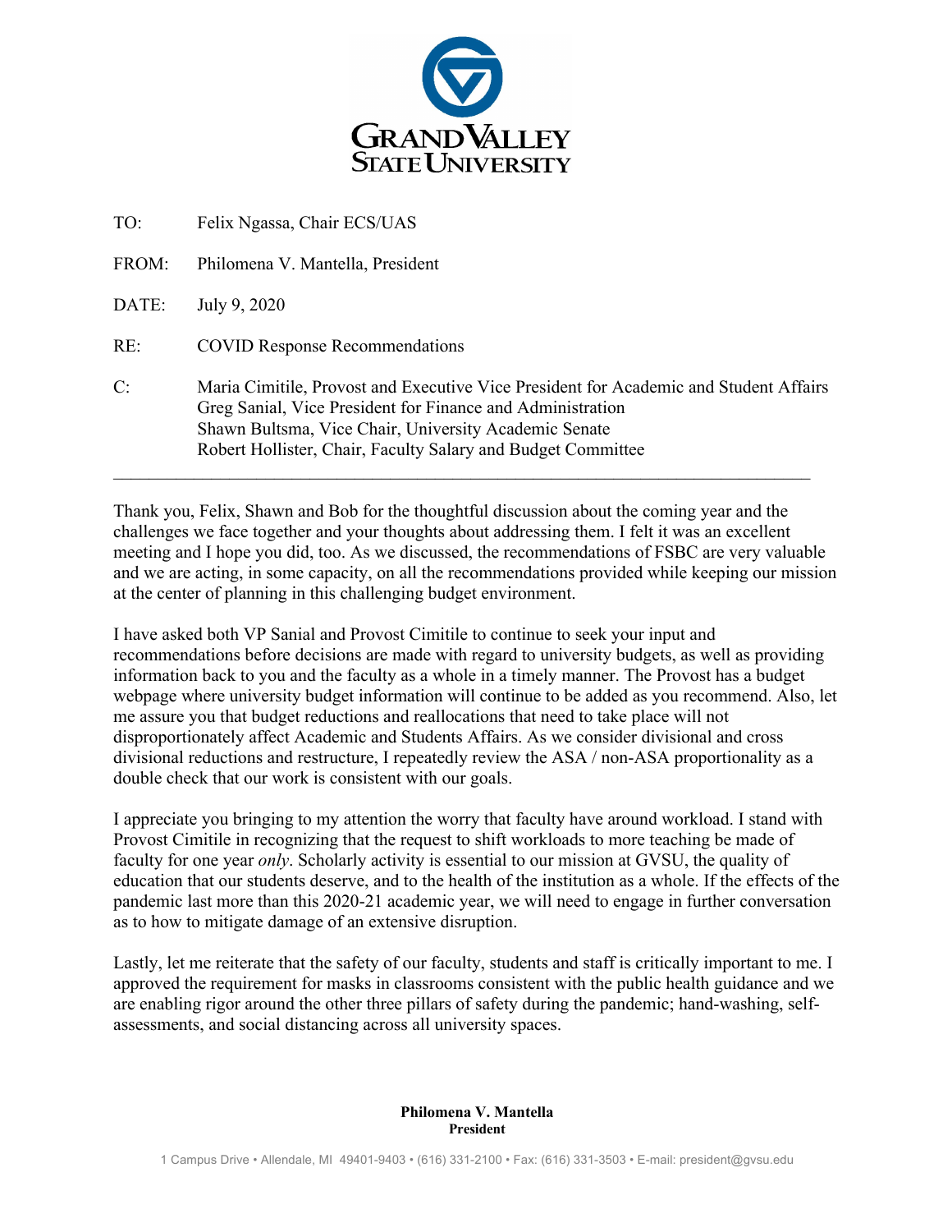# GRAND VALLEY STATE UNIVERSITY

TO: Felix Ngassa, Chair ECS/UAS

FROM: Philomena V. Mantella, President

DATE: July 9, 2020

RE: COVID Response Recommendations

C: Maria Cimitile, Provost and Executive Vice President for Academic and Student Affairs
Greg Sanial, Vice President for Finance and Administration
Shawn Bultsma, Vice Chair, University Academic Senate
Robert Hollister, Chair, Faculty Salary and Budget Committee

---

Thank you, Felix, Shawn and Bob for the thoughtful discussion about the coming year and the challenges we face together and your thoughts about addressing them. I felt it was an excellent meeting and I hope you did, too. As we discussed, the recommendations of FSBC are very valuable and we are acting, in some capacity, on all the recommendations provided while keeping our mission at the center of planning in this challenging budget environment.

I have asked both VP Sanial and Provost Cimitile to continue to seek your input and recommendations before decisions are made with regard to university budgets, as well as providing information back to you and the faculty as a whole in a timely manner. The Provost has a budget webpage where university budget information will continue to be added as you recommend. Also, let me assure you that budget reductions and reallocations that need to take place will not disproportionately affect Academic and Students Affairs. As we consider divisional and cross divisional reductions and restructure, I repeatedly review the ASA / non-ASA proportionality as a double check that our work is consistent with our goals.

I appreciate you bringing to my attention the worry that faculty have around workload. I stand with Provost Cimitile in recognizing that the request to shift workloads to more teaching be made of faculty for one year *only*. Scholarly activity is essential to our mission at GVSU, the quality of education that our students deserve, and to the health of the institution as a whole. If the effects of the pandemic last more than this 2020-21 academic year, we will need to engage in further conversation as to how to mitigate damage of an extensive disruption.

Lastly, let me reiterate that the safety of our faculty, students and staff is critically important to me. I approved the requirement for masks in classrooms consistent with the public health guidance and we are enabling rigor around the other three pillars of safety during the pandemic; hand-washing, self-assessments, and social distancing across all university spaces.

**Philomena V. Mantella**
**President**

1 Campus Drive • Allendale, MI 49401-9403 • (616) 331-2100 • Fax: (616) 331-3503 • E-mail: president@gvsu.edu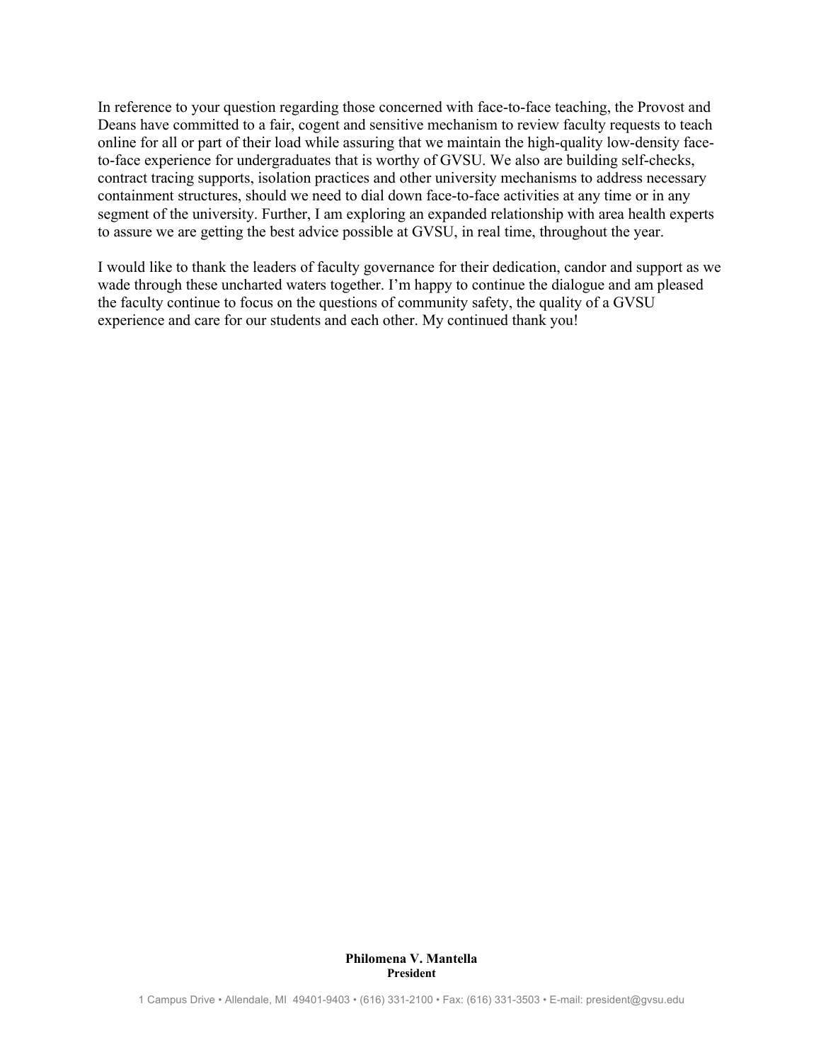In reference to your question regarding those concerned with face-to-face teaching, the Provost and Deans have committed to a fair, cogent and sensitive mechanism to review faculty requests to teach online for all or part of their load while assuring that we maintain the high-quality low-density face-to-face experience for undergraduates that is worthy of GVSU. We also are building self-checks, contract tracing supports, isolation practices and other university mechanisms to address necessary containment structures, should we need to dial down face-to-face activities at any time or in any segment of the university. Further, I am exploring an expanded relationship with area health experts to assure we are getting the best advice possible at GVSU, in real time, throughout the year.

I would like to thank the leaders of faculty governance for their dedication, candor and support as we wade through these uncharted waters together. I'm happy to continue the dialogue and am pleased the faculty continue to focus on the questions of community safety, the quality of a GVSU experience and care for our students and each other. My continued thank you!

**Philomena V. Mantella**
**President**

1 Campus Drive • Allendale, MI 49401-9403 • (616) 331-2100 • Fax: (616) 331-3503 • E-mail: president@gvsu.edu